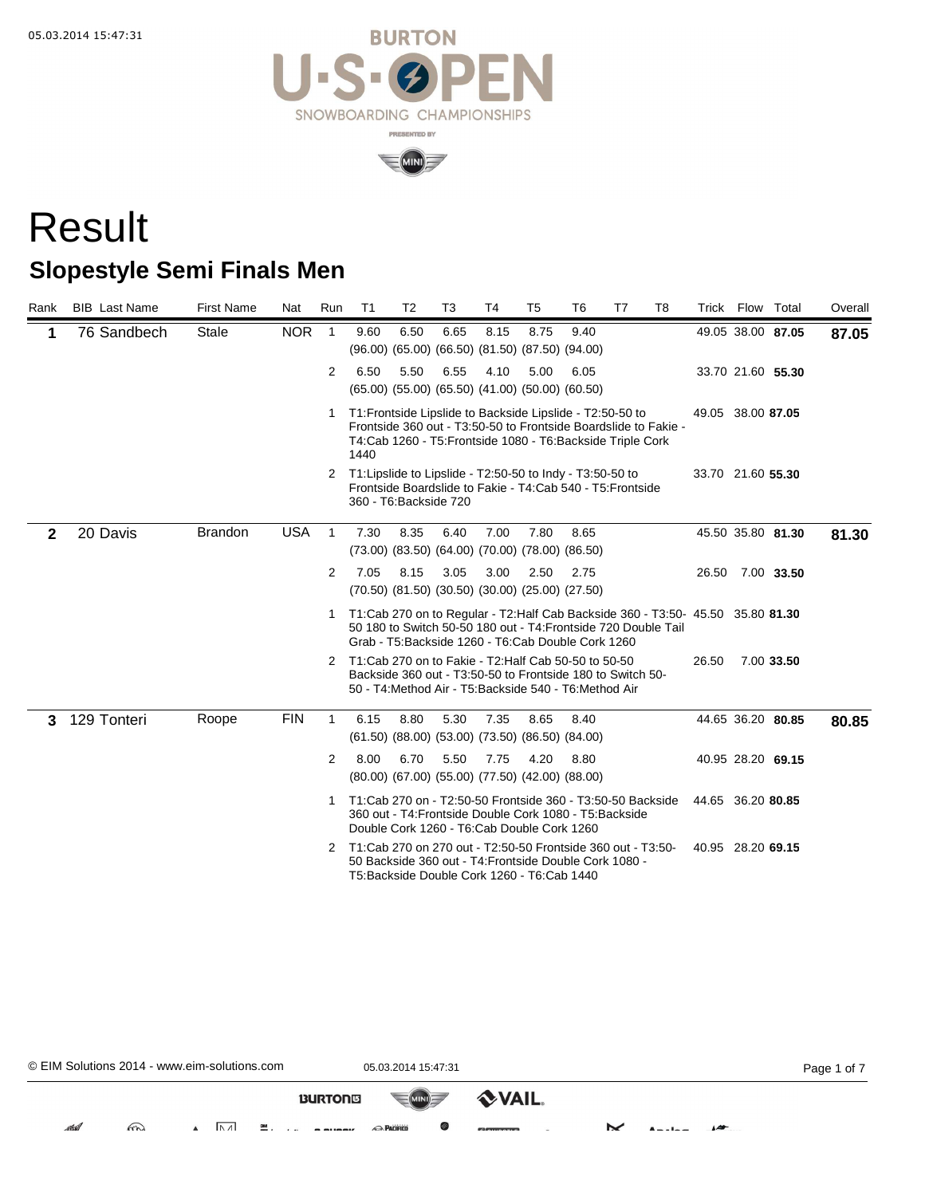# Result

## Slopestyle Semi Finals Men

| Rank | BIB | Last Name | First Name | Nat | Run | T1 | T2 | T3 | T4 | T5 | T6 | T7 | T8 | Trick | Flow | Total | Overall |
|---|---|---|---|---|---|---|---|---|---|---|---|---|---|---|---|---|---|
| **1** | 76 | Sandbech | Stale | NOR | 1 | 9.60 (96.00) | 6.50 (65.00) | 6.65 (66.50) | 8.15 (81.50) | 8.75 (87.50) | 9.40 (94.00) | | | 49.05 | 38.00 | **87.05** | **87.05** |
| | | | | | 2 | 6.50 (65.00) | 5.50 (55.00) | 6.55 (65.50) | 4.10 (41.00) | 5.00 (50.00) | 6.05 (60.50) | | | 33.70 | 21.60 | **55.30** | |
| | | | | | 1 | T1:Frontside Lipslide to Backside Lipslide - T2:50-50 to Frontside 360 out - T3:50-50 to Frontside Boardslide to Fakie - T4:Cab 1260 - T5:Frontside 1080 - T6:Backside Triple Cork 1440 | | | | | | | | 49.05 | 38.00 | **87.05** | |
| | | | | | 2 | T1:Lipslide to Lipslide - T2:50-50 to Indy - T3:50-50 to Frontside Boardslide to Fakie - T4:Cab 540 - T5:Frontside 360 - T6:Backside 720 | | | | | | | | 33.70 | 21.60 | **55.30** | |
| **2** | 20 | Davis | Brandon | USA | 1 | 7.30 (73.00) | 8.35 (83.50) | 6.40 (64.00) | 7.00 (70.00) | 7.80 (78.00) | 8.65 (86.50) | | | 45.50 | 35.80 | **81.30** | **81.30** |
| | | | | | 2 | 7.05 (70.50) | 8.15 (81.50) | 3.05 (30.50) | 3.00 (30.00) | 2.50 (25.00) | 2.75 (27.50) | | | 26.50 | 7.00 | **33.50** | |
| | | | | | 1 | T1:Cab 270 on to Regular - T2:Half Cab Backside 360 - T3:50-50 180 to Switch 50-50 180 out - T4:Frontside 720 Double Tail Grab - T5:Backside 1260 - T6:Cab Double Cork 1260 | | | | | | | | 45.50 | 35.80 | **81.30** | |
| | | | | | 2 | T1:Cab 270 on to Fakie - T2:Half Cab 50-50 to 50-50 Backside 360 out - T3:50-50 to Frontside 180 to Switch 50-50 - T4:Method Air - T5:Backside 540 - T6:Method Air | | | | | | | | 26.50 | 7.00 | **33.50** | |
| **3** | 129 | Tonteri | Roope | FIN | 1 | 6.15 (61.50) | 8.80 (88.00) | 5.30 (53.00) | 7.35 (73.50) | 8.65 (86.50) | 8.40 (84.00) | | | 44.65 | 36.20 | **80.85** | **80.85** |
| | | | | | 2 | 8.00 (80.00) | 6.70 (67.00) | 5.50 (55.00) | 7.75 (77.50) | 4.20 (42.00) | 8.80 (88.00) | | | 40.95 | 28.20 | **69.15** | |
| | | | | | 1 | T1:Cab 270 on - T2:50-50 Frontside 360 - T3:50-50 Backside 360 out - T4:Frontside Double Cork 1080 - T5:Backside Double Cork 1260 - T6:Cab Double Cork 1260 | | | | | | | | 44.65 | 36.20 | **80.85** | |
| | | | | | 2 | T1:Cab 270 on 270 out - T2:50-50 Frontside 360 out - T3:50-50 Backside 360 out - T4:Frontside Double Cork 1080 - T5:Backside Double Cork 1260 - T6:Cab 1440 | | | | | | | | 40.95 | 28.20 | **69.15** | |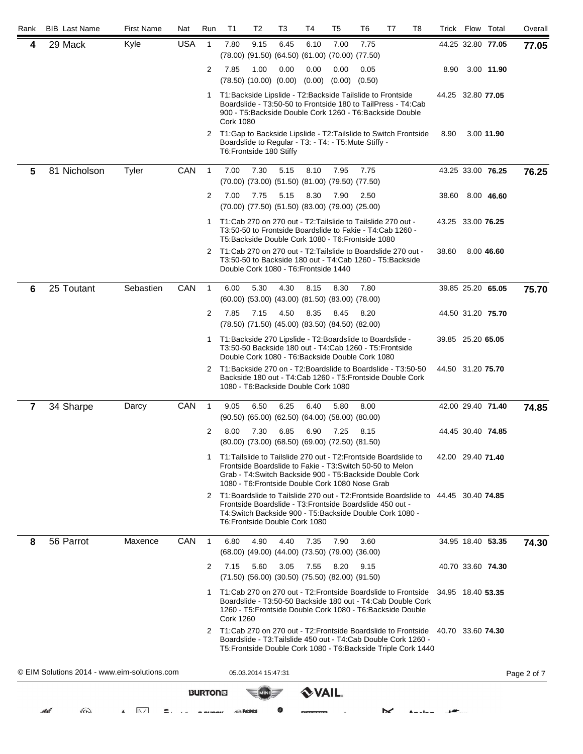| Rank | BIB | Last Name | First Name | Nat | Run | T1 | T2 | T3 | T4 | T5 | T6 | T7 | T8 | Trick | Flow | Total | Overall |
|---|---|---|---|---|---|---|---|---|---|---|---|---|---|---|---|---|---|
| 4 | 29 | Mack | Kyle | USA | 1 | 7.80 (78.00) | 9.15 (91.50) | 6.45 (64.50) | 6.10 (61.00) | 7.00 (70.00) | 7.75 (77.50) | | | 44.25 | 32.80 | **77.05** | **77.05** |
| | | | | | 2 | 7.85 (78.50) | 1.00 (10.00) | 0.00 (0.00) | 0.00 (0.00) | 0.00 (0.00) | 0.05 (0.50) | | | 8.90 | 3.00 | **11.90** | |
| | | | | | 1 | T1:Backside Lipslide - T2:Backside Tailslide to Frontside Boardslide - T3:50-50 to Frontside 180 to TailPress - T4:Cab 900 - T5:Backside Double Cork 1260 - T6:Backside Double Cork 1080 | | | | | | | | 44.25 | 32.80 | **77.05** | |
| | | | | | 2 | T1:Gap to Backside Lipslide - T2:Tailslide to Switch Frontside Boardslide to Regular - T3: - T4: - T5:Mute Stiffy - T6:Frontside 180 Stiffy | | | | | | | | 8.90 | 3.00 | **11.90** | |
| 5 | 81 | Nicholson | Tyler | CAN | 1 | 7.00 (70.00) | 7.30 (73.00) | 5.15 (51.50) | 8.10 (81.00) | 7.95 (79.50) | 7.75 (77.50) | | | 43.25 | 33.00 | **76.25** | **76.25** |
| | | | | | 2 | 7.00 (70.00) | 7.75 (77.50) | 5.15 (51.50) | 8.30 (83.00) | 7.90 (79.00) | 2.50 (25.00) | | | 38.60 | 8.00 | **46.60** | |
| | | | | | 1 | T1:Cab 270 on 270 out - T2:Tailslide to Tailslide 270 out - T3:50-50 to Frontside Boardslide to Fakie - T4:Cab 1260 - T5:Backside Double Cork 1080 - T6:Frontside 1080 | | | | | | | | 43.25 | 33.00 | **76.25** | |
| | | | | | 2 | T1:Cab 270 on 270 out - T2:Tailslide to Boardslide 270 out - T3:50-50 to Backside 180 out - T4:Cab 1260 - T5:Backside Double Cork 1080 - T6:Frontside 1440 | | | | | | | | 38.60 | 8.00 | **46.60** | |
| 6 | 25 | Toutant | Sebastien | CAN | 1 | 6.00 (60.00) | 5.30 (53.00) | 4.30 (43.00) | 8.15 (81.50) | 8.30 (83.00) | 7.80 (78.00) | | | 39.85 | 25.20 | **65.05** | **75.70** |
| | | | | | 2 | 7.85 (78.50) | 7.15 (71.50) | 4.50 (45.00) | 8.35 (83.50) | 8.45 (84.50) | 8.20 (82.00) | | | 44.50 | 31.20 | **75.70** | |
| | | | | | 1 | T1:Backside 270 Lipslide - T2:Boardslide to Boardslide - T3:50-50 Backside 180 out - T4:Cab 1260 - T5:Frontside Double Cork 1080 - T6:Backside Double Cork 1080 | | | | | | | | 39.85 | 25.20 | **65.05** | |
| | | | | | 2 | T1:Backside 270 on - T2:Boardslide to Boardslide - T3:50-50 Backside 180 out - T4:Cab 1260 - T5:Frontside Double Cork 1080 - T6:Backside Double Cork 1080 | | | | | | | | 44.50 | 31.20 | **75.70** | |
| 7 | 34 | Sharpe | Darcy | CAN | 1 | 9.05 (90.50) | 6.50 (65.00) | 6.25 (62.50) | 6.40 (64.00) | 5.80 (58.00) | 8.00 (80.00) | | | 42.00 | 29.40 | **71.40** | **74.85** |
| | | | | | 2 | 8.00 (80.00) | 7.30 (73.00) | 6.85 (68.50) | 6.90 (69.00) | 7.25 (72.50) | 8.15 (81.50) | | | 44.45 | 30.40 | **74.85** | |
| | | | | | 1 | T1:Tailslide to Tailslide 270 out - T2:Frontside Boardslide to Frontside Boardslide to Fakie - T3:Switch 50-50 to Melon Grab - T4:Switch Backside 900 - T5:Backside Double Cork 1080 - T6:Frontside Double Cork 1080 Nose Grab | | | | | | | | 42.00 | 29.40 | **71.40** | |
| | | | | | 2 | T1:Boardslide to Tailslide 270 out - T2:Frontside Boardslide to Frontside Boardslide - T3:Frontside Boardslide 450 out - T4:Switch Backside 900 - T5:Backside Double Cork 1080 - T6:Frontside Double Cork 1080 | | | | | | | | 44.45 | 30.40 | **74.85** | |
| 8 | 56 | Parrot | Maxence | CAN | 1 | 6.80 (68.00) | 4.90 (49.00) | 4.40 (44.00) | 7.35 (73.50) | 7.90 (79.00) | 3.60 (36.00) | | | 34.95 | 18.40 | **53.35** | **74.30** |
| | | | | | 2 | 7.15 (71.50) | 5.60 (56.00) | 3.05 (30.50) | 7.55 (75.50) | 8.20 (82.00) | 9.15 (91.50) | | | 40.70 | 33.60 | **74.30** | |
| | | | | | 1 | T1:Cab 270 on 270 out - T2:Frontside Boardslide to Frontside Boardslide - T3:50-50 Backside 180 out - T4:Cab Double Cork 1260 - T5:Frontside Double Cork 1080 - T6:Backside Double Cork 1260 | | | | | | | | 34.95 | 18.40 | **53.35** | |
| | | | | | 2 | T1:Cab 270 on 270 out - T2:Frontside Boardslide to Frontside Boardslide - T3:Tailslide 450 out - T4:Cab Double Cork 1260 - T5:Frontside Double Cork 1080 - T6:Backside Triple Cork 1440 | | | | | | | | 40.70 | 33.60 | **74.30** | |

© EIM Solutions 2014 - www.eim-solutions.com 05.03.2014 15:47:31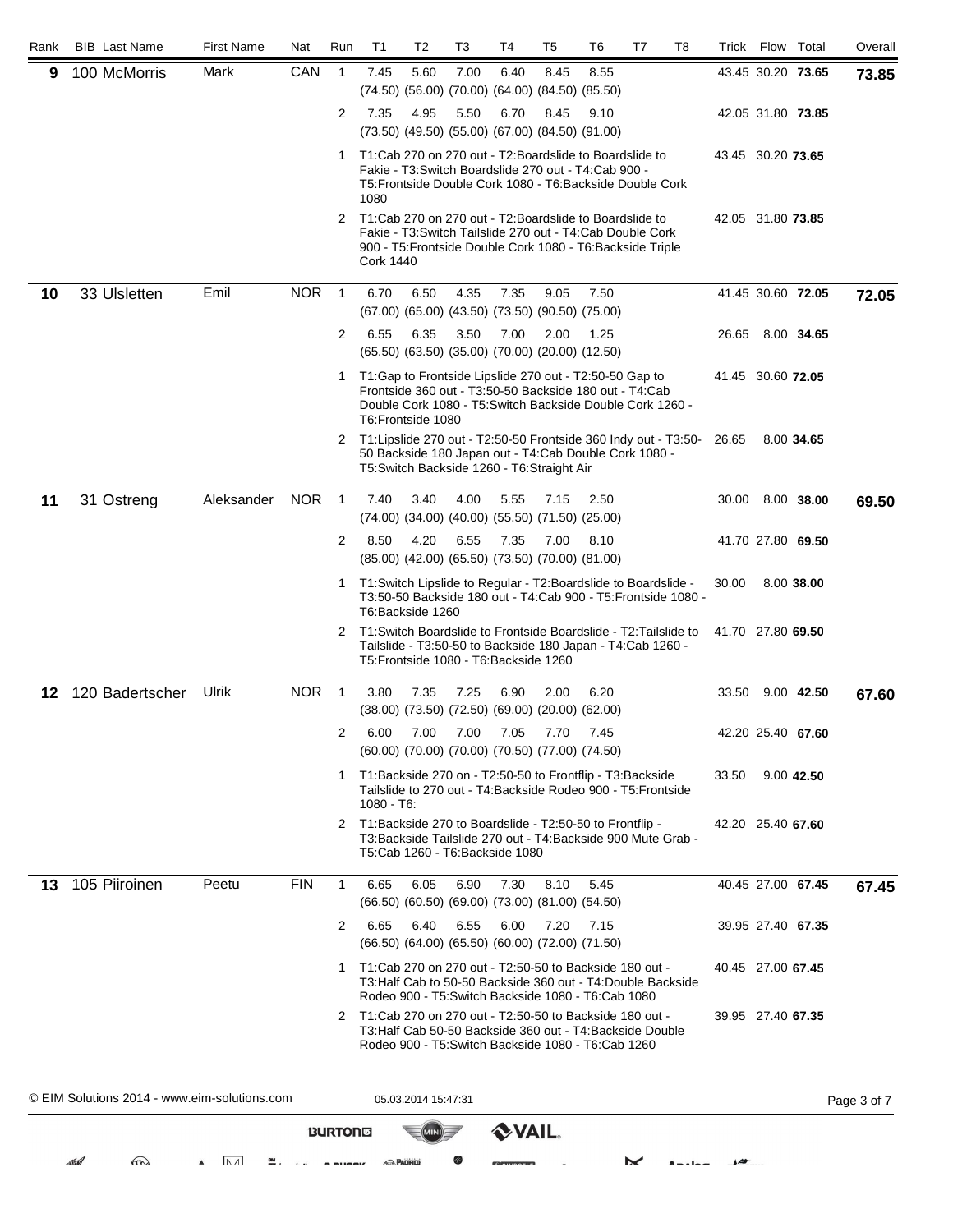| Rank | BIB | Last Name | First Name | Nat | Run | T1 | T2 | T3 | T4 | T5 | T6 | T7 | T8 | Trick | Flow | Total | Overall |
|---|---|---|---|---|---|---|---|---|---|---|---|---|---|---|---|---|---|
| **9** | 100 | McMorris | Mark | CAN | 1 | 7.45 (74.50) | 5.60 (56.00) | 7.00 (70.00) | 6.40 (64.00) | 8.45 (84.50) | 8.55 (85.50) | | | 43.45 | 30.20 | **73.65** | **73.85** |
| | | | | | 2 | 7.35 (73.50) | 4.95 (49.50) | 5.50 (55.00) | 6.70 (67.00) | 8.45 (84.50) | 9.10 (91.00) | | | 42.05 | 31.80 | **73.85** | |
| | | | | | 1 | T1:Cab 270 on 270 out - T2:Boardslide to Boardslide to Fakie - T3:Switch Boardslide 270 out - T4:Cab 900 - T5:Frontside Double Cork 1080 - T6:Backside Double Cork 1080 | | | | | | | | 43.45 | 30.20 | **73.65** | |
| | | | | | 2 | T1:Cab 270 on 270 out - T2:Boardslide to Boardslide to Fakie - T3:Switch Tailslide 270 out - T4:Cab Double Cork 900 - T5:Frontside Double Cork 1080 - T6:Backside Triple Cork 1440 | | | | | | | | 42.05 | 31.80 | **73.85** | |
| **10** | 33 | Ulsletten | Emil | NOR | 1 | 6.70 (67.00) | 6.50 (65.00) | 4.35 (43.50) | 7.35 (73.50) | 9.05 (90.50) | 7.50 (75.00) | | | 41.45 | 30.60 | **72.05** | **72.05** |
| | | | | | 2 | 6.55 (65.50) | 6.35 (63.50) | 3.50 (35.00) | 7.00 (70.00) | 2.00 (20.00) | 1.25 (12.50) | | | 26.65 | 8.00 | **34.65** | |
| | | | | | 1 | T1:Gap to Frontside Lipslide 270 out - T2:50-50 Gap to Frontside 360 out - T3:50-50 Backside 180 out - T4:Cab Double Cork 1080 - T5:Switch Backside Double Cork 1260 - T6:Frontside 1080 | | | | | | | | 41.45 | 30.60 | **72.05** | |
| | | | | | 2 | T1:Lipslide 270 out - T2:50-50 Frontside 360 Indy out - T3:50-50 Backside 180 Japan out - T4:Cab Double Cork 1080 - T5:Switch Backside 1260 - T6:Straight Air | | | | | | | | 26.65 | 8.00 | **34.65** | |
| **11** | 31 | Ostreng | Aleksander | NOR | 1 | 7.40 (74.00) | 3.40 (34.00) | 4.00 (40.00) | 5.55 (55.50) | 7.15 (71.50) | 2.50 (25.00) | | | 30.00 | 8.00 | **38.00** | **69.50** |
| | | | | | 2 | 8.50 (85.00) | 4.20 (42.00) | 6.55 (65.50) | 7.35 (73.50) | 7.00 (70.00) | 8.10 (81.00) | | | 41.70 | 27.80 | **69.50** | |
| | | | | | 1 | T1:Switch Lipslide to Regular - T2:Boardslide to Boardslide - T3:50-50 Backside 180 out - T4:Cab 900 - T5:Frontside 1080 - T6:Backside 1260 | | | | | | | | 30.00 | 8.00 | **38.00** | |
| | | | | | 2 | T1:Switch Boardslide to Frontside Boardslide - T2:Tailslide to Tailslide - T3:50-50 to Backside 180 Japan - T4:Cab 1260 - T5:Frontside 1080 - T6:Backside 1260 | | | | | | | | 41.70 | 27.80 | **69.50** | |
| **12** | 120 | Badertscher | Ulrik | NOR | 1 | 3.80 (38.00) | 7.35 (73.50) | 7.25 (72.50) | 6.90 (69.00) | 2.00 (20.00) | 6.20 (62.00) | | | 33.50 | 9.00 | **42.50** | **67.60** |
| | | | | | 2 | 6.00 (60.00) | 7.00 (70.00) | 7.00 (70.00) | 7.05 (70.50) | 7.70 (77.00) | 7.45 (74.50) | | | 42.20 | 25.40 | **67.60** | |
| | | | | | 1 | T1:Backside 270 on - T2:50-50 to Frontflip - T3:Backside Tailslide to 270 out - T4:Backside Rodeo 900 - T5:Frontside 1080 - T6: | | | | | | | | 33.50 | 9.00 | **42.50** | |
| | | | | | 2 | T1:Backside 270 to Boardslide - T2:50-50 to Frontflip - T3:Backside Tailslide 270 out - T4:Backside 900 Mute Grab - T5:Cab 1260 - T6:Backside 1080 | | | | | | | | 42.20 | 25.40 | **67.60** | |
| **13** | 105 | Piiroinen | Peetu | FIN | 1 | 6.65 (66.50) | 6.05 (60.50) | 6.90 (69.00) | 7.30 (73.00) | 8.10 (81.00) | 5.45 (54.50) | | | 40.45 | 27.00 | **67.45** | **67.45** |
| | | | | | 2 | 6.65 (66.50) | 6.40 (64.00) | 6.55 (65.50) | 6.00 (60.00) | 7.20 (72.00) | 7.15 (71.50) | | | 39.95 | 27.40 | **67.35** | |
| | | | | | 1 | T1:Cab 270 on 270 out - T2:50-50 to Backside 180 out - T3:Half Cab to 50-50 Backside 360 out - T4:Double Backside Rodeo 900 - T5:Switch Backside 1080 - T6:Cab 1080 | | | | | | | | 40.45 | 27.00 | **67.45** | |
| | | | | | 2 | T1:Cab 270 on 270 out - T2:50-50 to Backside 180 out - T3:Half Cab 50-50 Backside 360 out - T4:Backside Double Rodeo 900 - T5:Switch Backside 1080 - T6:Cab 1260 | | | | | | | | 39.95 | 27.40 | **67.35** | |

© EIM Solutions 2014 - www.eim-solutions.com 05.03.2014 15:47:31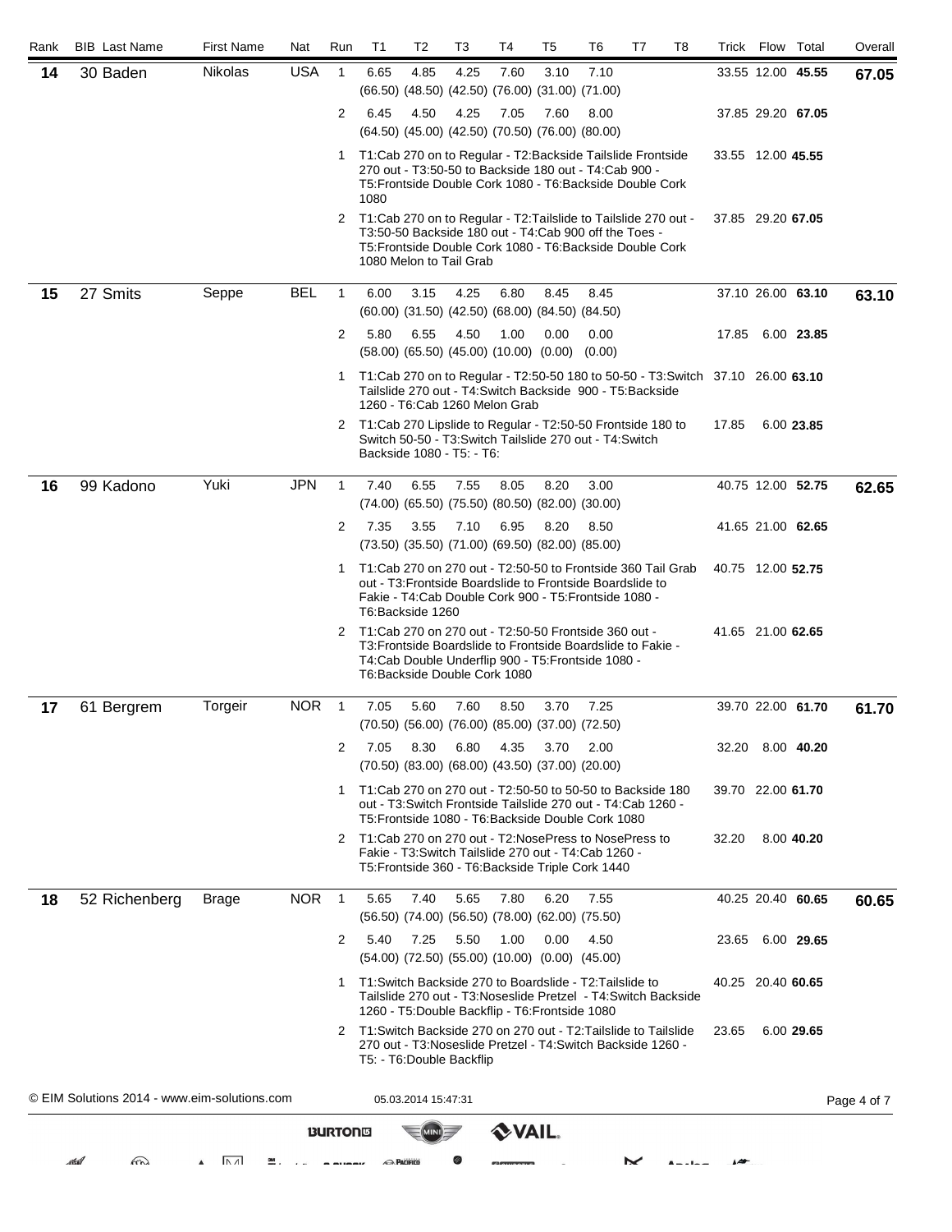| Rank | BIB | Last Name | First Name | Nat | Run | T1 | T2 | T3 | T4 | T5 | T6 | T7 | T8 | Trick | Flow | Total | Overall |
|---|---|---|---|---|---|---|---|---|---|---|---|---|---|---|---|---|---|
| **14** | 30 | Baden | Nikolas | USA | 1 | 6.65 (66.50) | 4.85 (48.50) | 4.25 (42.50) | 7.60 (76.00) | 3.10 (31.00) | 7.10 (71.00) | | | 33.55 | 12.00 | **45.55** | **67.05** |
| | | | | | 2 | 6.45 (64.50) | 4.50 (45.00) | 4.25 (42.50) | 7.05 (70.50) | 7.60 (76.00) | 8.00 (80.00) | | | 37.85 | 29.20 | **67.05** | |
| | | | | | 1 | T1:Cab 270 on to Regular - T2:Backside Tailslide Frontside 270 out - T3:50-50 to Backside 180 out - T4:Cab 900 - T5:Frontside Double Cork 1080 - T6:Backside Double Cork 1080 | | | | | | | | 33.55 | 12.00 | **45.55** | |
| | | | | | 2 | T1:Cab 270 on to Regular - T2:Tailslide to Tailslide 270 out - T3:50-50 Backside 180 out - T4:Cab 900 off the Toes - T5:Frontside Double Cork 1080 - T6:Backside Double Cork 1080 Melon to Tail Grab | | | | | | | | 37.85 | 29.20 | **67.05** | |
| **15** | 27 | Smits | Seppe | BEL | 1 | 6.00 (60.00) | 3.15 (31.50) | 4.25 (42.50) | 6.80 (68.00) | 8.45 (84.50) | 8.45 (84.50) | | | 37.10 | 26.00 | **63.10** | **63.10** |
| | | | | | 2 | 5.80 (58.00) | 6.55 (65.50) | 4.50 (45.00) | 1.00 (10.00) | 0.00 (0.00) | 0.00 (0.00) | | | 17.85 | 6.00 | **23.85** | |
| | | | | | 1 | T1:Cab 270 on to Regular - T2:50-50 180 to 50-50 - T3:Switch Tailslide 270 out - T4:Switch Backside 900 - T5:Backside 1260 - T6:Cab 1260 Melon Grab | | | | | | | | 37.10 | 26.00 | **63.10** | |
| | | | | | 2 | T1:Cab 270 Lipslide to Regular - T2:50-50 Frontside 180 to Switch 50-50 - T3:Switch Tailslide 270 out - T4:Switch Backside 1080 - T5: - T6: | | | | | | | | 17.85 | 6.00 | **23.85** | |
| **16** | 99 | Kadono | Yuki | JPN | 1 | 7.40 (74.00) | 6.55 (65.50) | 7.55 (75.50) | 8.05 (80.50) | 8.20 (82.00) | 3.00 (30.00) | | | 40.75 | 12.00 | **52.75** | **62.65** |
| | | | | | 2 | 7.35 (73.50) | 3.55 (35.50) | 7.10 (71.00) | 6.95 (69.50) | 8.20 (82.00) | 8.50 (85.00) | | | 41.65 | 21.00 | **62.65** | |
| | | | | | 1 | T1:Cab 270 on 270 out - T2:50-50 to Frontside 360 Tail Grab out - T3:Frontside Boardslide to Frontside Boardslide to Fakie - T4:Cab Double Cork 900 - T5:Frontside 1080 - T6:Backside 1260 | | | | | | | | 40.75 | 12.00 | **52.75** | |
| | | | | | 2 | T1:Cab 270 on 270 out - T2:50-50 Frontside 360 out - T3:Frontside Boardslide to Frontside Boardslide to Fakie - T4:Cab Double Underflip 900 - T5:Frontside 1080 - T6:Backside Double Cork 1080 | | | | | | | | 41.65 | 21.00 | **62.65** | |
| **17** | 61 | Bergrem | Torgeir | NOR | 1 | 7.05 (70.50) | 5.60 (56.00) | 7.60 (76.00) | 8.50 (85.00) | 3.70 (37.00) | 7.25 (72.50) | | | 39.70 | 22.00 | **61.70** | **61.70** |
| | | | | | 2 | 7.05 (70.50) | 8.30 (83.00) | 6.80 (68.00) | 4.35 (43.50) | 3.70 (37.00) | 2.00 (20.00) | | | 32.20 | 8.00 | **40.20** | |
| | | | | | 1 | T1:Cab 270 on 270 out - T2:50-50 to 50-50 to Backside 180 out - T3:Switch Frontside Tailslide 270 out - T4:Cab 1260 - T5:Frontside 1080 - T6:Backside Double Cork 1080 | | | | | | | | 39.70 | 22.00 | **61.70** | |
| | | | | | 2 | T1:Cab 270 on 270 out - T2:NosePress to NosePress to Fakie - T3:Switch Tailslide 270 out - T4:Cab 1260 - T5:Frontside 360 - T6:Backside Triple Cork 1440 | | | | | | | | 32.20 | 8.00 | **40.20** | |
| **18** | 52 | Richenberg | Brage | NOR | 1 | 5.65 (56.50) | 7.40 (74.00) | 5.65 (56.50) | 7.80 (78.00) | 6.20 (62.00) | 7.55 (75.50) | | | 40.25 | 20.40 | **60.65** | **60.65** |
| | | | | | 2 | 5.40 (54.00) | 7.25 (72.50) | 5.50 (55.00) | 1.00 (10.00) | 0.00 (0.00) | 4.50 (45.00) | | | 23.65 | 6.00 | **29.65** | |
| | | | | | 1 | T1:Switch Backside 270 to Boardslide - T2:Tailslide to Tailslide 270 out - T3:Noseslide Pretzel - T4:Switch Backside 1260 - T5:Double Backflip - T6:Frontside 1080 | | | | | | | | 40.25 | 20.40 | **60.65** | |
| | | | | | 2 | T1:Switch Backside 270 on 270 out - T2:Tailslide to Tailslide 270 out - T3:Noseslide Pretzel - T4:Switch Backside 1260 - T5: - T6:Double Backflip | | | | | | | | 23.65 | 6.00 | **29.65** | |

© EIM Solutions 2014 - www.eim-solutions.com 05.03.2014 15:47:31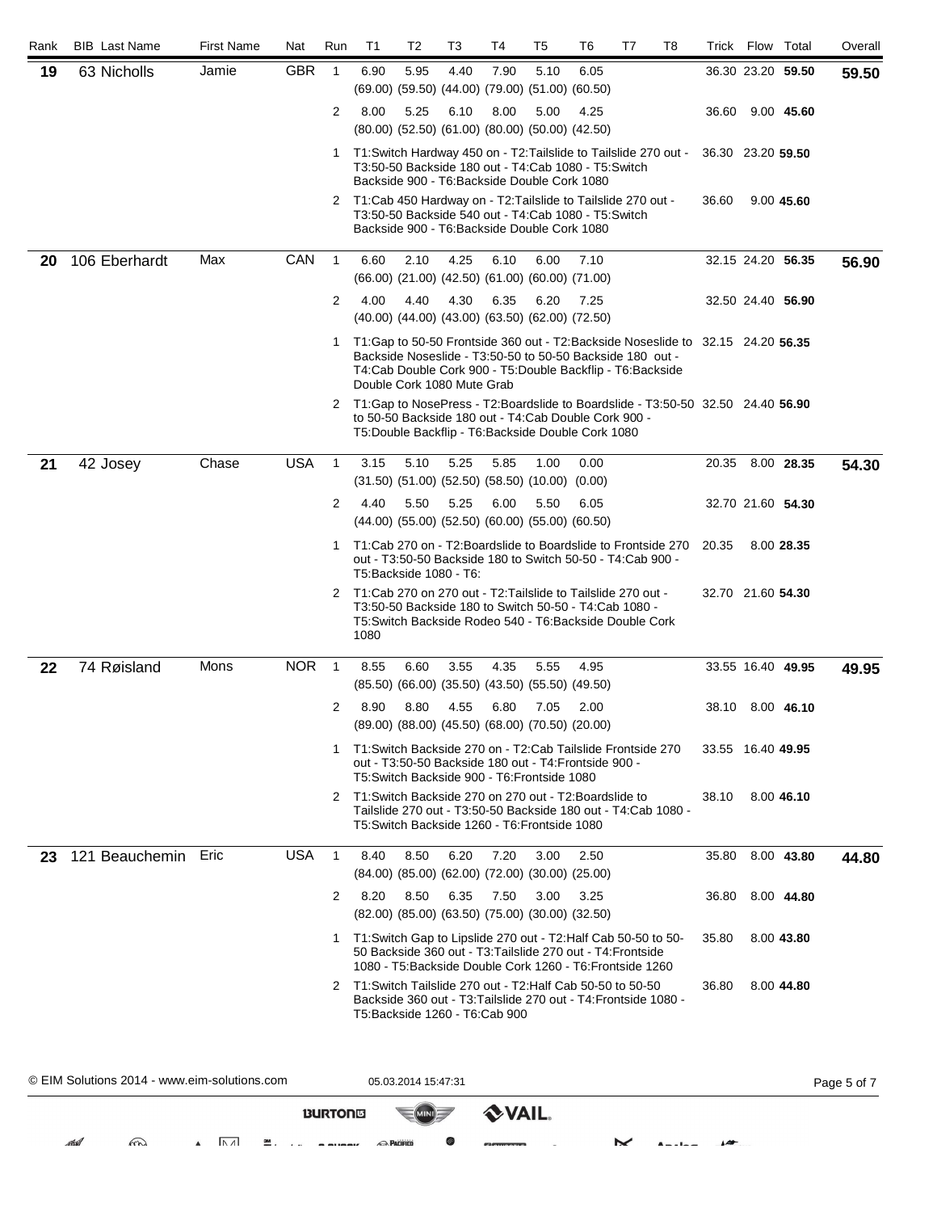| Rank | BIB | Last Name | First Name | Nat | Run | T1 | T2 | T3 | T4 | T5 | T6 | T7 | T8 | Trick | Flow | Total | Overall |
|---|---|---|---|---|---|---|---|---|---|---|---|---|---|---|---|---|---|
| **19** | 63 | Nicholls | Jamie | GBR | 1 | 6.90 (69.00) | 5.95 (59.50) | 4.40 (44.00) | 7.90 (79.00) | 5.10 (51.00) | 6.05 (60.50) | | | 36.30 | 23.20 | **59.50** | **59.50** |
| | | | | | 2 | 8.00 (80.00) | 5.25 (52.50) | 6.10 (61.00) | 8.00 (80.00) | 5.00 (50.00) | 4.25 (42.50) | | | 36.60 | 9.00 | **45.60** | |
| | | | | | 1 | T1:Switch Hardway 450 on - T2:Tailslide to Tailslide 270 out - T3:50-50 Backside 180 out - T4:Cab 1080 - T5:Switch Backside 900 - T6:Backside Double Cork 1080 | | | | | | | | 36.30 | 23.20 | **59.50** | |
| | | | | | 2 | T1:Cab 450 Hardway on - T2:Tailslide to Tailslide 270 out - T3:50-50 Backside 540 out - T4:Cab 1080 - T5:Switch Backside 900 - T6:Backside Double Cork 1080 | | | | | | | | 36.60 | 9.00 | **45.60** | |
| **20** | 106 | Eberhardt | Max | CAN | 1 | 6.60 (66.00) | 2.10 (21.00) | 4.25 (42.50) | 6.10 (61.00) | 6.00 (60.00) | 7.10 (71.00) | | | 32.15 | 24.20 | **56.35** | **56.90** |
| | | | | | 2 | 4.00 (40.00) | 4.40 (44.00) | 4.30 (43.00) | 6.35 (63.50) | 6.20 (62.00) | 7.25 (72.50) | | | 32.50 | 24.40 | **56.90** | |
| | | | | | 1 | T1:Gap to 50-50 Frontside 360 out - T2:Backside Noseslide to Backside Noseslide - T3:50-50 to 50-50 Backside 180 out - T4:Cab Double Cork 900 - T5:Double Backflip - T6:Backside Double Cork 1080 Mute Grab | | | | | | | | 32.15 | 24.20 | **56.35** | |
| | | | | | 2 | T1:Gap to NosePress - T2:Boardslide to Boardslide - T3:50-50 to 50-50 Backside 180 out - T4:Cab Double Cork 900 - T5:Double Backflip - T6:Backside Double Cork 1080 | | | | | | | | 32.50 | 24.40 | **56.90** | |
| **21** | 42 | Josey | Chase | USA | 1 | 3.15 (31.50) | 5.10 (51.00) | 5.25 (52.50) | 5.85 (58.50) | 1.00 (10.00) | 0.00 (0.00) | | | 20.35 | 8.00 | **28.35** | **54.30** |
| | | | | | 2 | 4.40 (44.00) | 5.50 (55.00) | 5.25 (52.50) | 6.00 (60.00) | 5.50 (55.00) | 6.05 (60.50) | | | 32.70 | 21.60 | **54.30** | |
| | | | | | 1 | T1:Cab 270 on - T2:Boardslide to Boardslide to Frontside 270 out - T3:50-50 Backside 180 to Switch 50-50 - T4:Cab 900 - T5:Backside 1080 - T6: | | | | | | | | 20.35 | 8.00 | **28.35** | |
| | | | | | 2 | T1:Cab 270 on 270 out - T2:Tailslide to Tailslide 270 out - T3:50-50 Backside 180 to Switch 50-50 - T4:Cab 1080 - T5:Switch Backside Rodeo 540 - T6:Backside Double Cork 1080 | | | | | | | | 32.70 | 21.60 | **54.30** | |
| **22** | 74 | Røisland | Mons | NOR | 1 | 8.55 (85.50) | 6.60 (66.00) | 3.55 (35.50) | 4.35 (43.50) | 5.55 (55.50) | 4.95 (49.50) | | | 33.55 | 16.40 | **49.95** | **49.95** |
| | | | | | 2 | 8.90 (89.00) | 8.80 (88.00) | 4.55 (45.50) | 6.80 (68.00) | 7.05 (70.50) | 2.00 (20.00) | | | 38.10 | 8.00 | **46.10** | |
| | | | | | 1 | T1:Switch Backside 270 on - T2:Cab Tailslide Frontside 270 out - T3:50-50 Backside 180 out - T4:Frontside 900 - T5:Switch Backside 900 - T6:Frontside 1080 | | | | | | | | 33.55 | 16.40 | **49.95** | |
| | | | | | 2 | T1:Switch Backside 270 on 270 out - T2:Boardslide to Tailslide 270 out - T3:50-50 Backside 180 out - T4:Cab 1080 - T5:Switch Backside 1260 - T6:Frontside 1080 | | | | | | | | 38.10 | 8.00 | **46.10** | |
| **23** | 121 | Beauchemin | Eric | USA | 1 | 8.40 (84.00) | 8.50 (85.00) | 6.20 (62.00) | 7.20 (72.00) | 3.00 (30.00) | 2.50 (25.00) | | | 35.80 | 8.00 | **43.80** | **44.80** |
| | | | | | 2 | 8.20 (82.00) | 8.50 (85.00) | 6.35 (63.50) | 7.50 (75.00) | 3.00 (30.00) | 3.25 (32.50) | | | 36.80 | 8.00 | **44.80** | |
| | | | | | 1 | T1:Switch Gap to Lipslide 270 out - T2:Half Cab 50-50 to 50-50 Backside 360 out - T3:Tailslide 270 out - T4:Frontside 1080 - T5:Backside Double Cork 1260 - T6:Frontside 1260 | | | | | | | | 35.80 | 8.00 | **43.80** | |
| | | | | | 2 | T1:Switch Tailslide 270 out - T2:Half Cab 50-50 to 50-50 Backside 360 out - T3:Tailslide 270 out - T4:Frontside 1080 - T5:Backside 1260 - T6:Cab 900 | | | | | | | | 36.80 | 8.00 | **44.80** | |

© EIM Solutions 2014 - www.eim-solutions.com 05.03.2014 15:47:31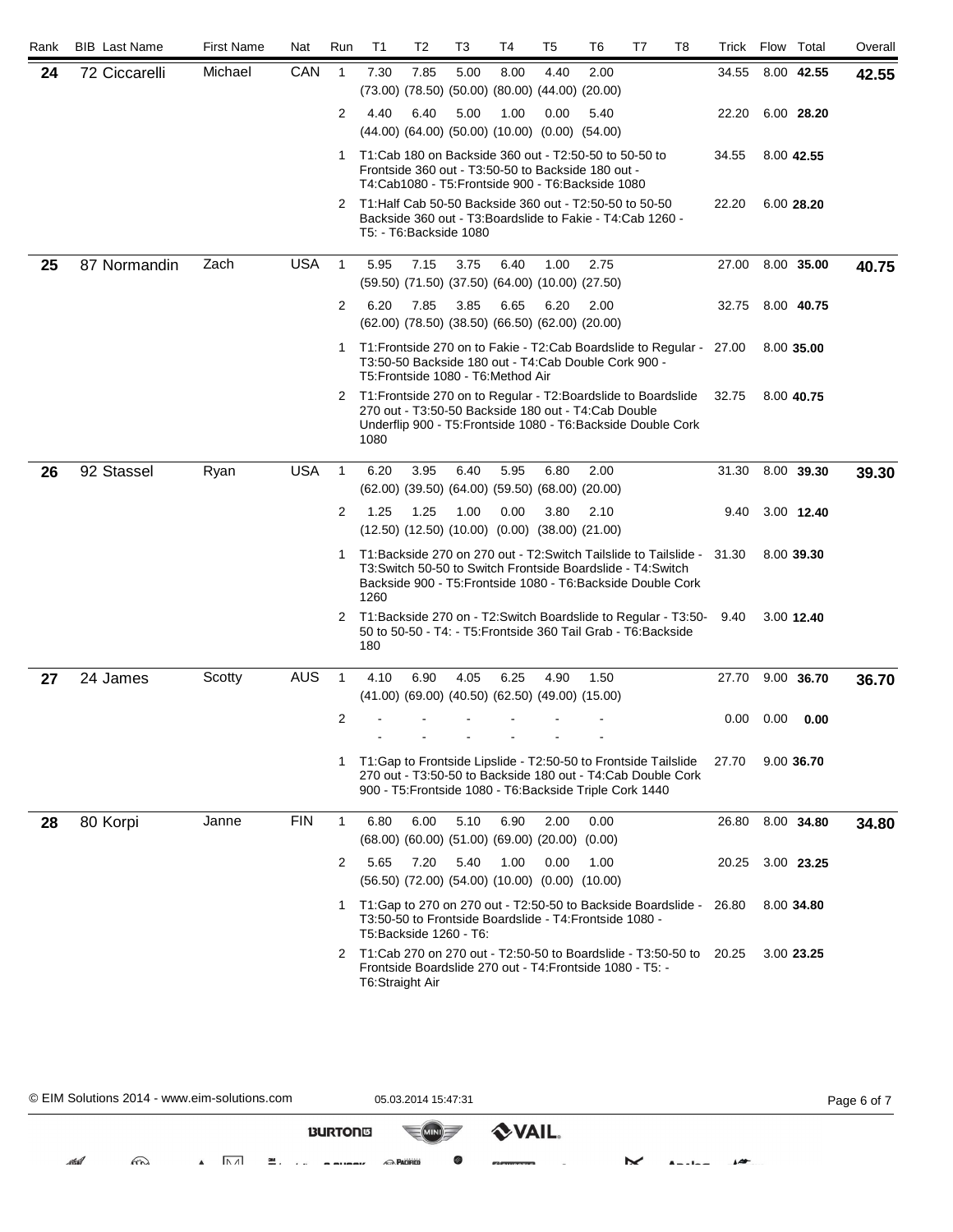| Rank | BIB | Last Name | First Name | Nat | Run | T1 | T2 | T3 | T4 | T5 | T6 | T7 | T8 | Trick | Flow | Total | Overall |
|---|---|---|---|---|---|---|---|---|---|---|---|---|---|---|---|---|---|
| **24** | 72 | Ciccarelli | Michael | CAN | 1 | 7.30 (73.00) | 7.85 (78.50) | 5.00 (50.00) | 8.00 (80.00) | 4.40 (44.00) | 2.00 (20.00) | | | 34.55 | 8.00 | **42.55** | **42.55** |
| | | | | | 2 | 4.40 (44.00) | 6.40 (64.00) | 5.00 (50.00) | 1.00 (10.00) | 0.00 (0.00) | 5.40 (54.00) | | | 22.20 | 6.00 | **28.20** | |
| | | | | | 1 | T1:Cab 180 on Backside 360 out - T2:50-50 to 50-50 to Frontside 360 out - T3:50-50 to Backside 180 out - T4:Cab1080 - T5:Frontside 900 - T6:Backside 1080 | | | | | | | | 34.55 | 8.00 | **42.55** | |
| | | | | | 2 | T1:Half Cab 50-50 Backside 360 out - T2:50-50 to 50-50 Backside 360 out - T3:Boardslide to Fakie - T4:Cab 1260 - T5: - T6:Backside 1080 | | | | | | | | 22.20 | 6.00 | **28.20** | |
| **25** | 87 | Normandin | Zach | USA | 1 | 5.95 (59.50) | 7.15 (71.50) | 3.75 (37.50) | 6.40 (64.00) | 1.00 (10.00) | 2.75 (27.50) | | | 27.00 | 8.00 | **35.00** | **40.75** |
| | | | | | 2 | 6.20 (62.00) | 7.85 (78.50) | 3.85 (38.50) | 6.65 (66.50) | 6.20 (62.00) | 2.00 (20.00) | | | 32.75 | 8.00 | **40.75** | |
| | | | | | 1 | T1:Frontside 270 on to Fakie - T2:Cab Boardslide to Regular - T3:50-50 Backside 180 out - T4:Cab Double Cork 900 - T5:Frontside 1080 - T6:Method Air | | | | | | | | 27.00 | 8.00 | **35.00** | |
| | | | | | 2 | T1:Frontside 270 on to Regular - T2:Boardslide to Boardslide 270 out - T3:50-50 Backside 180 out - T4:Cab Double Underflip 900 - T5:Frontside 1080 - T6:Backside Double Cork 1080 | | | | | | | | 32.75 | 8.00 | **40.75** | |
| **26** | 92 | Stassel | Ryan | USA | 1 | 6.20 (62.00) | 3.95 (39.50) | 6.40 (64.00) | 5.95 (59.50) | 6.80 (68.00) | 2.00 (20.00) | | | 31.30 | 8.00 | **39.30** | **39.30** |
| | | | | | 2 | 1.25 (12.50) | 1.25 (12.50) | 1.00 (10.00) | 0.00 (0.00) | 3.80 (38.00) | 2.10 (21.00) | | | 9.40 | 3.00 | **12.40** | |
| | | | | | 1 | T1:Backside 270 on 270 out - T2:Switch Tailslide to Tailslide - T3:Switch 50-50 to Switch Frontside Boardslide - T4:Switch Backside 900 - T5:Frontside 1080 - T6:Backside Double Cork 1260 | | | | | | | | 31.30 | 8.00 | **39.30** | |
| | | | | | 2 | T1:Backside 270 on - T2:Switch Boardslide to Regular - T3:50-50 to 50-50 - T4: - T5:Frontside 360 Tail Grab - T6:Backside 180 | | | | | | | | 9.40 | 3.00 | **12.40** | |
| **27** | 24 | James | Scotty | AUS | 1 | 4.10 (41.00) | 6.90 (69.00) | 4.05 (40.50) | 6.25 (62.50) | 4.90 (49.00) | 1.50 (15.00) | | | 27.70 | 9.00 | **36.70** | **36.70** |
| | | | | | 2 | - | - | - | - | - | - | | | 0.00 | 0.00 | **0.00** | |
| | | | | | 1 | T1:Gap to Frontside Lipslide - T2:50-50 to Frontside Tailslide 270 out - T3:50-50 to Backside 180 out - T4:Cab Double Cork 900 - T5:Frontside 1080 - T6:Backside Triple Cork 1440 | | | | | | | | 27.70 | 9.00 | **36.70** | |
| **28** | 80 | Korpi | Janne | FIN | 1 | 6.80 (68.00) | 6.00 (60.00) | 5.10 (51.00) | 6.90 (69.00) | 2.00 (20.00) | 0.00 (0.00) | | | 26.80 | 8.00 | **34.80** | **34.80** |
| | | | | | 2 | 5.65 (56.50) | 7.20 (72.00) | 5.40 (54.00) | 1.00 (10.00) | 0.00 (0.00) | 1.00 (10.00) | | | 20.25 | 3.00 | **23.25** | |
| | | | | | 1 | T1:Gap to 270 on 270 out - T2:50-50 to Backside Boardslide - T3:50-50 to Frontside Boardslide - T4:Frontside 1080 - T5:Backside 1260 - T6: | | | | | | | | 26.80 | 8.00 | **34.80** | |
| | | | | | 2 | T1:Cab 270 on 270 out - T2:50-50 to Boardslide - T3:50-50 to Frontside Boardslide 270 out - T4:Frontside 1080 - T5: - T6:Straight Air | | | | | | | | 20.25 | 3.00 | **23.25** | |

© EIM Solutions 2014 - www.eim-solutions.com 05.03.2014 15:47:31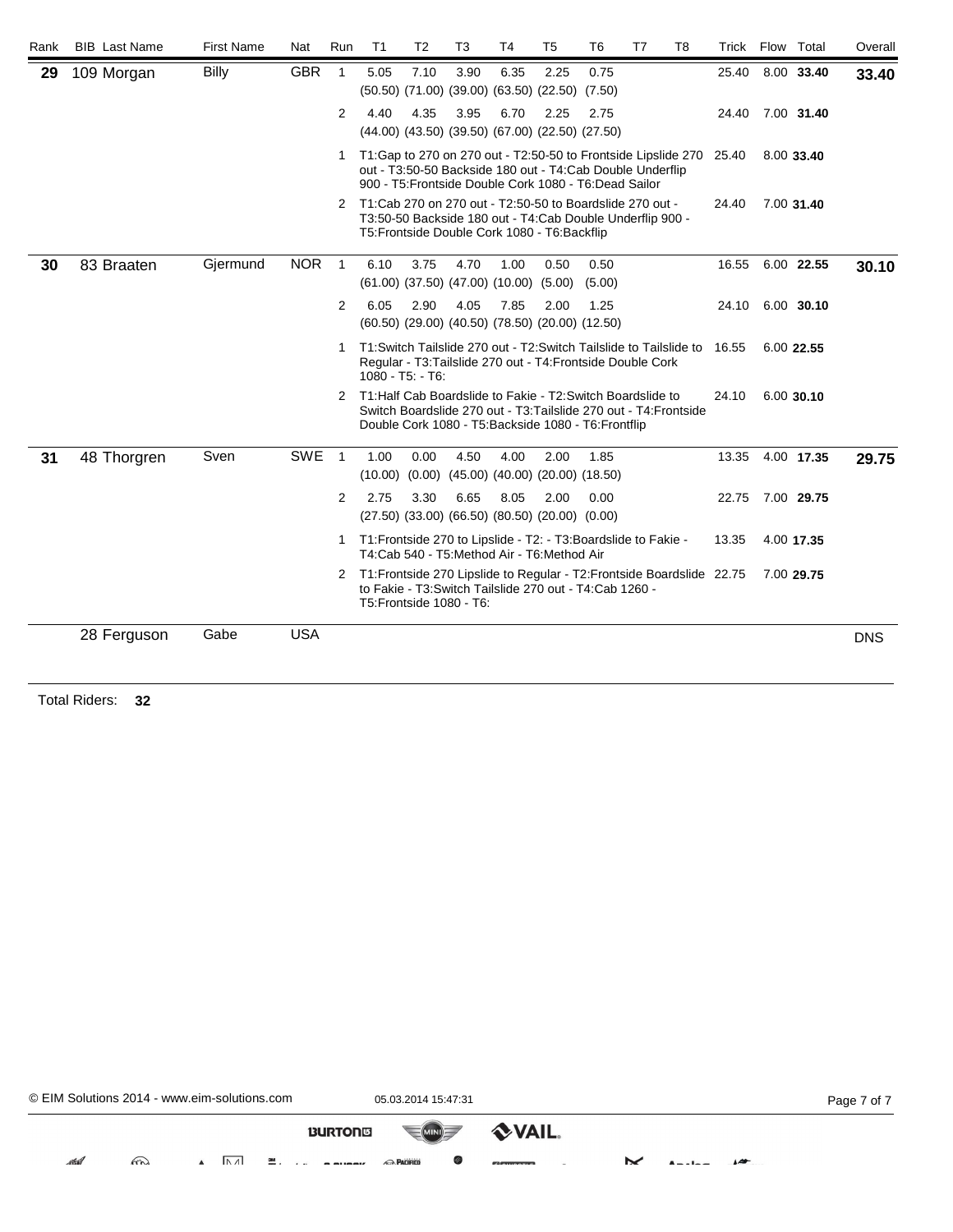| Rank | BIB | Last Name | First Name | Nat | Run | T1 | T2 | T3 | T4 | T5 | T6 | T7 | T8 | Trick | Flow | Total | Overall |
|---|---|---|---|---|---|---|---|---|---|---|---|---|---|---|---|---|---|
| **29** | 109 | Morgan | Billy | GBR | 1 | 5.05 (50.50) | 7.10 (71.00) | 3.90 (39.00) | 6.35 (63.50) | 2.25 (22.50) | 0.75 (7.50) | | | 25.40 | 8.00 | **33.40** | **33.40** |
| | | | | | 2 | 4.40 (44.00) | 4.35 (43.50) | 3.95 (39.50) | 6.70 (67.00) | 2.25 (22.50) | 2.75 (27.50) | | | 24.40 | 7.00 | **31.40** | |
| | | | | | 1 | T1:Gap to 270 on 270 out - T2:50-50 to Frontside Lipslide 270 out - T3:50-50 Backside 180 out - T4:Cab Double Underflip 900 - T5:Frontside Double Cork 1080 - T6:Dead Sailor | | | | | | | | 25.40 | 8.00 | **33.40** | |
| | | | | | 2 | T1:Cab 270 on 270 out - T2:50-50 to Boardslide 270 out - T3:50-50 Backside 180 out - T4:Cab Double Underflip 900 - T5:Frontside Double Cork 1080 - T6:Backflip | | | | | | | | 24.40 | 7.00 | **31.40** | |
| **30** | 83 | Braaten | Gjermund | NOR | 1 | 6.10 (61.00) | 3.75 (37.50) | 4.70 (47.00) | 1.00 (10.00) | 0.50 (5.00) | 0.50 (5.00) | | | 16.55 | 6.00 | **22.55** | **30.10** |
| | | | | | 2 | 6.05 (60.50) | 2.90 (29.00) | 4.05 (40.50) | 7.85 (78.50) | 2.00 (20.00) | 1.25 (12.50) | | | 24.10 | 6.00 | **30.10** | |
| | | | | | 1 | T1:Switch Tailslide 270 out - T2:Switch Tailslide to Tailslide to Regular - T3:Tailslide 270 out - T4:Frontside Double Cork 1080 - T5: - T6: | | | | | | | | 16.55 | 6.00 | **22.55** | |
| | | | | | 2 | T1:Half Cab Boardslide to Fakie - T2:Switch Boardslide to Switch Boardslide 270 out - T3:Tailslide 270 out - T4:Frontside Double Cork 1080 - T5:Backside 1080 - T6:Frontflip | | | | | | | | 24.10 | 6.00 | **30.10** | |
| **31** | 48 | Thorgren | Sven | SWE | 1 | 1.00 (10.00) | 0.00 (0.00) | 4.50 (45.00) | 4.00 (40.00) | 2.00 (20.00) | 1.85 (18.50) | | | 13.35 | 4.00 | **17.35** | **29.75** |
| | | | | | 2 | 2.75 (27.50) | 3.30 (33.00) | 6.65 (66.50) | 8.05 (80.50) | 2.00 (20.00) | 0.00 (0.00) | | | 22.75 | 7.00 | **29.75** | |
| | | | | | 1 | T1:Frontside 270 to Lipslide - T2: - T3:Boardslide to Fakie - T4:Cab 540 - T5:Method Air - T6:Method Air | | | | | | | | 13.35 | 4.00 | **17.35** | |
| | | | | | 2 | T1:Frontside 270 Lipslide to Regular - T2:Frontside Boardslide to Fakie - T3:Switch Tailslide 270 out - T4:Cab 1260 - T5:Frontside 1080 - T6: | | | | | | | | 22.75 | 7.00 | **29.75** | |
| | 28 | Ferguson | Gabe | USA | | | | | | | | | | | | | DNS |

Total Riders: **32**